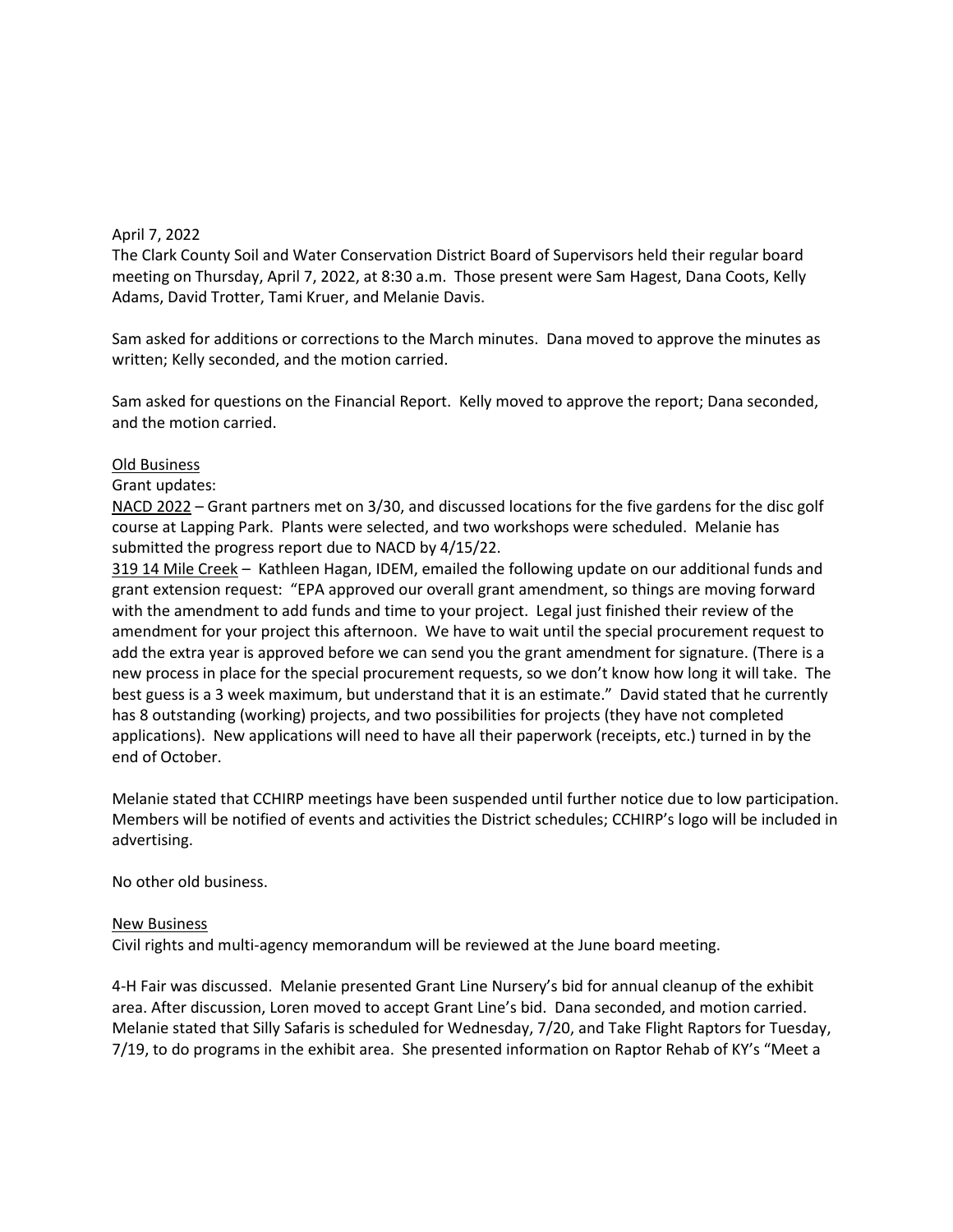April 7, 2022

The Clark County Soil and Water Conservation District Board of Supervisors held their regular board meeting on Thursday, April 7, 2022, at 8:30 a.m. Those present were Sam Hagest, Dana Coots, Kelly Adams, David Trotter, Tami Kruer, and Melanie Davis.

Sam asked for additions or corrections to the March minutes. Dana moved to approve the minutes as written; Kelly seconded, and the motion carried.

Sam asked for questions on the Financial Report. Kelly moved to approve the report; Dana seconded, and the motion carried.

<u>Old Business</u>

Grant updates:

<u>NACD 2022</u> – Grant partners met on 3/30, and discussed locations for the five gardens for the disc golf course at Lapping Park. Plants were selected, and two workshops were scheduled. Melanie has submitted the progress report due to NACD by 4/15/22.

<u>319 14 Mile Creek</u> – Kathleen Hagan, IDEM, emailed the following update on our additional funds and grant extension request: "EPA approved our overall grant amendment, so things are moving forward with the amendment to add funds and time to your project. Legal just finished their review of the amendment for your project this afternoon. We have to wait until the special procurement request to add the extra year is approved before we can send you the grant amendment for signature. (There is a new process in place for the special procurement requests, so we don't know how long it will take. The best guess is a 3 week maximum, but understand that it is an estimate." David stated that he currently has 8 outstanding (working) projects, and two possibilities for projects (they have not completed applications). New applications will need to have all their paperwork (receipts, etc.) turned in by the end of October.

Melanie stated that CCHIRP meetings have been suspended until further notice due to low participation. Members will be notified of events and activities the District schedules; CCHIRP's logo will be included in advertising.

No other old business.

<u>New Business</u>

Civil rights and multi-agency memorandum will be reviewed at the June board meeting.

4-H Fair was discussed. Melanie presented Grant Line Nursery's bid for annual cleanup of the exhibit area. After discussion, Loren moved to accept Grant Line's bid. Dana seconded, and motion carried. Melanie stated that Silly Safaris is scheduled for Wednesday, 7/20, and Take Flight Raptors for Tuesday, 7/19, to do programs in the exhibit area. She presented information on Raptor Rehab of KY's "Meet a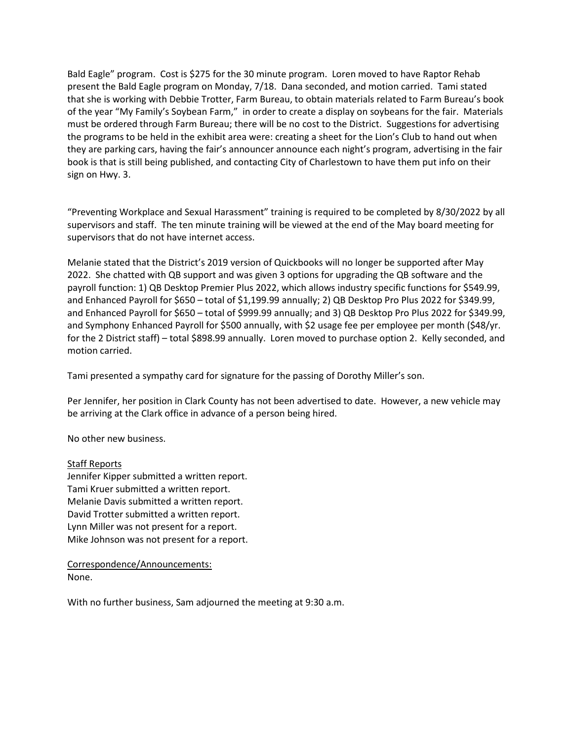Bald Eagle" program. Cost is $275 for the 30 minute program. Loren moved to have Raptor Rehab present the Bald Eagle program on Monday, 7/18. Dana seconded, and motion carried. Tami stated that she is working with Debbie Trotter, Farm Bureau, to obtain materials related to Farm Bureau's book of the year "My Family's Soybean Farm," in order to create a display on soybeans for the fair. Materials must be ordered through Farm Bureau; there will be no cost to the District. Suggestions for advertising the programs to be held in the exhibit area were: creating a sheet for the Lion's Club to hand out when they are parking cars, having the fair's announcer announce each night's program, advertising in the fair book is that is still being published, and contacting City of Charlestown to have them put info on their sign on Hwy. 3.

"Preventing Workplace and Sexual Harassment" training is required to be completed by 8/30/2022 by all supervisors and staff. The ten minute training will be viewed at the end of the May board meeting for supervisors that do not have internet access.

Melanie stated that the District's 2019 version of Quickbooks will no longer be supported after May 2022. She chatted with QB support and was given 3 options for upgrading the QB software and the payroll function: 1) QB Desktop Premier Plus 2022, which allows industry specific functions for $549.99, and Enhanced Payroll for $650 – total of $1,199.99 annually; 2) QB Desktop Pro Plus 2022 for $349.99, and Enhanced Payroll for $650 – total of $999.99 annually; and 3) QB Desktop Pro Plus 2022 for $349.99, and Symphony Enhanced Payroll for $500 annually, with $2 usage fee per employee per month ($48/yr. for the 2 District staff) – total $898.99 annually. Loren moved to purchase option 2. Kelly seconded, and motion carried.

Tami presented a sympathy card for signature for the passing of Dorothy Miller's son.

Per Jennifer, her position in Clark County has not been advertised to date. However, a new vehicle may be arriving at the Clark office in advance of a person being hired.

No other new business.

Staff Reports

Jennifer Kipper submitted a written report.
Tami Kruer submitted a written report.
Melanie Davis submitted a written report.
David Trotter submitted a written report.
Lynn Miller was not present for a report.
Mike Johnson was not present for a report.

Correspondence/Announcements:

None.

With no further business, Sam adjourned the meeting at 9:30 a.m.